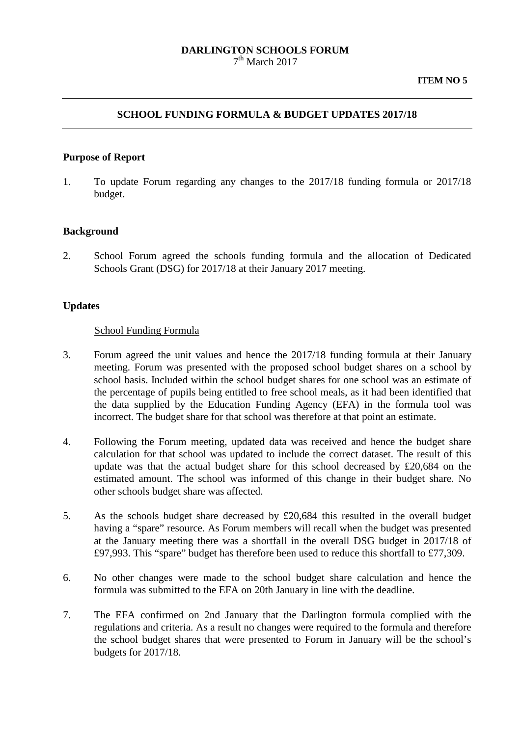**DARLINGTON SCHOOLS FORUM**
7th March 2017

**ITEM NO 5**

---

## SCHOOL FUNDING FORMULA & BUDGET UPDATES 2017/18

---

### Purpose of Report

1. To update Forum regarding any changes to the 2017/18 funding formula or 2017/18 budget.

### Background

2. School Forum agreed the schools funding formula and the allocation of Dedicated Schools Grant (DSG) for 2017/18 at their January 2017 meeting.

### Updates

School Funding Formula

3. Forum agreed the unit values and hence the 2017/18 funding formula at their January meeting. Forum was presented with the proposed school budget shares on a school by school basis. Included within the school budget shares for one school was an estimate of the percentage of pupils being entitled to free school meals, as it had been identified that the data supplied by the Education Funding Agency (EFA) in the formula tool was incorrect. The budget share for that school was therefore at that point an estimate.

4. Following the Forum meeting, updated data was received and hence the budget share calculation for that school was updated to include the correct dataset. The result of this update was that the actual budget share for this school decreased by £20,684 on the estimated amount. The school was informed of this change in their budget share. No other schools budget share was affected.

5. As the schools budget share decreased by £20,684 this resulted in the overall budget having a "spare" resource. As Forum members will recall when the budget was presented at the January meeting there was a shortfall in the overall DSG budget in 2017/18 of £97,993. This "spare" budget has therefore been used to reduce this shortfall to £77,309.

6. No other changes were made to the school budget share calculation and hence the formula was submitted to the EFA on 20th January in line with the deadline.

7. The EFA confirmed on 2nd January that the Darlington formula complied with the regulations and criteria. As a result no changes were required to the formula and therefore the school budget shares that were presented to Forum in January will be the school's budgets for 2017/18.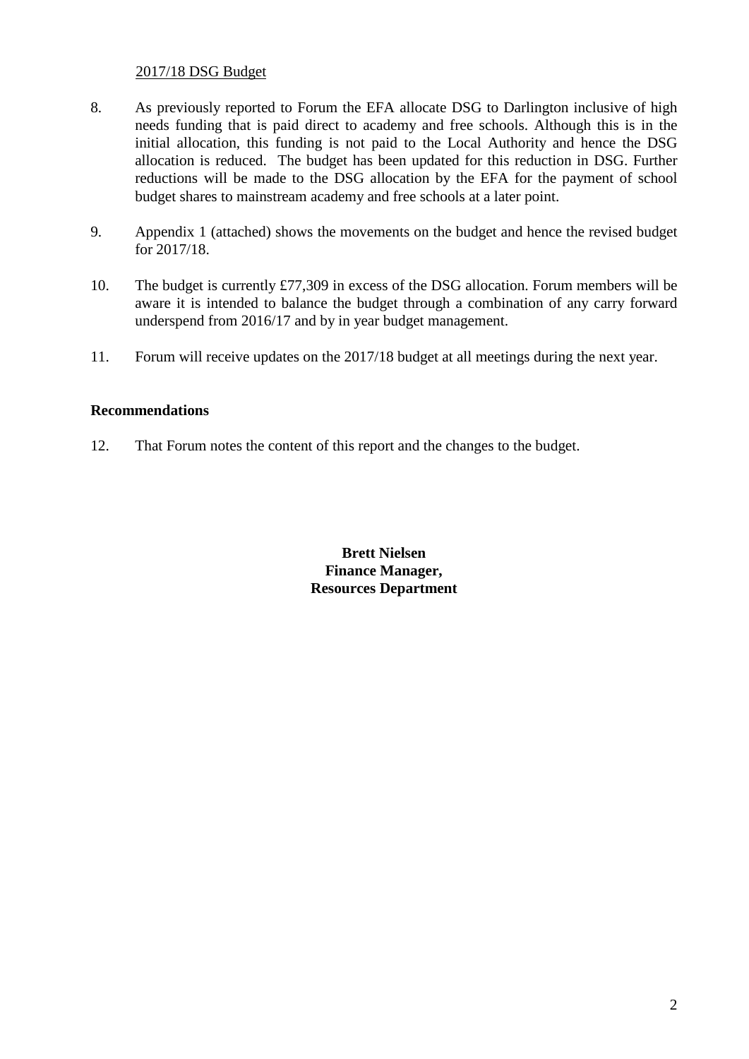2017/18 DSG Budget

8. As previously reported to Forum the EFA allocate DSG to Darlington inclusive of high needs funding that is paid direct to academy and free schools. Although this is in the initial allocation, this funding is not paid to the Local Authority and hence the DSG allocation is reduced. The budget has been updated for this reduction in DSG. Further reductions will be made to the DSG allocation by the EFA for the payment of school budget shares to mainstream academy and free schools at a later point.

9. Appendix 1 (attached) shows the movements on the budget and hence the revised budget for 2017/18.

10. The budget is currently £77,309 in excess of the DSG allocation. Forum members will be aware it is intended to balance the budget through a combination of any carry forward underspend from 2016/17 and by in year budget management.

11. Forum will receive updates on the 2017/18 budget at all meetings during the next year.

**Recommendations**

12. That Forum notes the content of this report and the changes to the budget.

**Brett Nielsen**
**Finance Manager,**
**Resources Department**